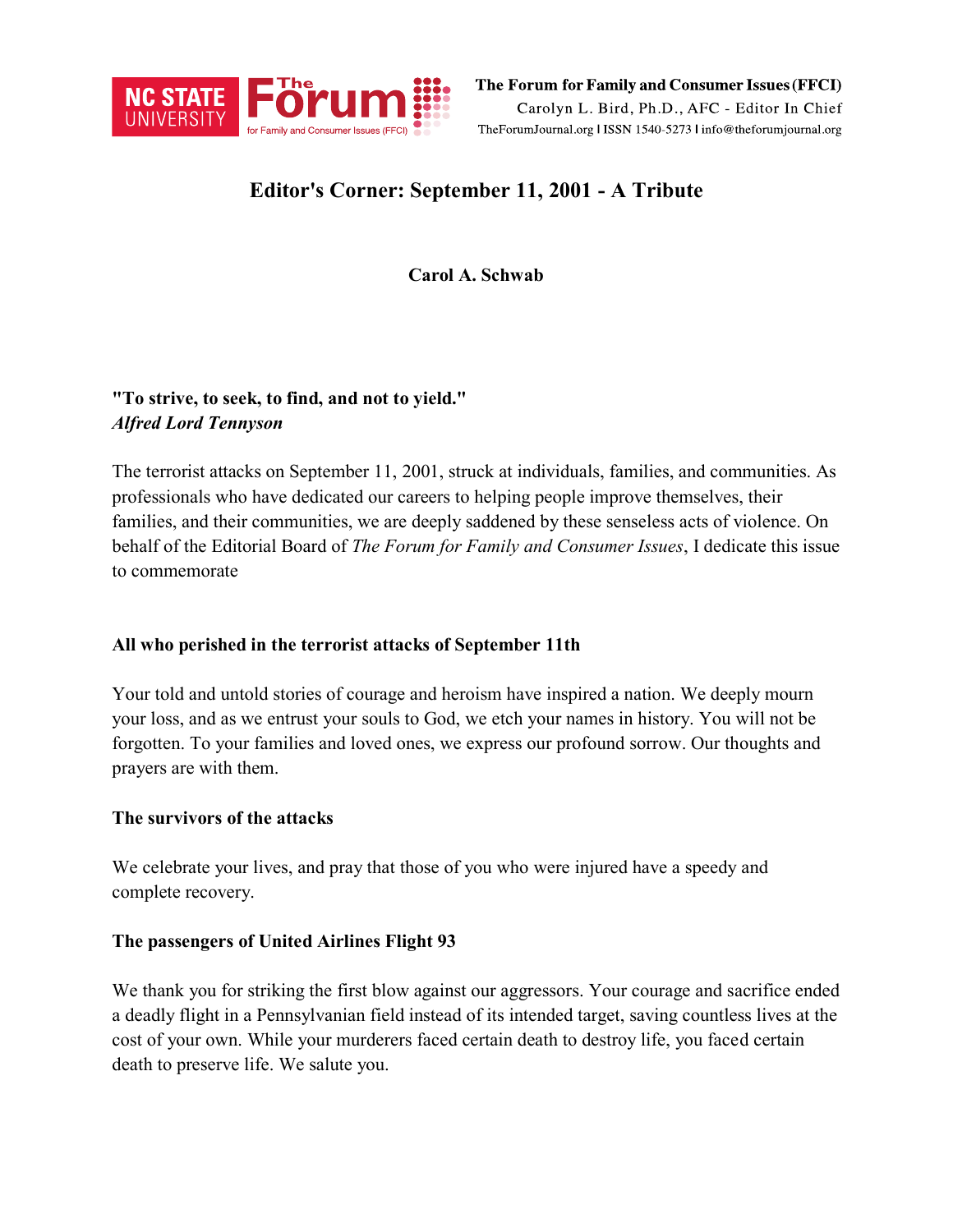# Editor's Corner: September 11, 2001 - A Tribute

**Carol A. Schwab**

**"To strive, to seek, to find, and not to yield."**
***Alfred Lord Tennyson***

The terrorist attacks on September 11, 2001, struck at individuals, families, and communities. As professionals who have dedicated our careers to helping people improve themselves, their families, and their communities, we are deeply saddened by these senseless acts of violence. On behalf of the Editorial Board of *The Forum for Family and Consumer Issues*, I dedicate this issue to commemorate

**All who perished in the terrorist attacks of September 11th**

Your told and untold stories of courage and heroism have inspired a nation. We deeply mourn your loss, and as we entrust your souls to God, we etch your names in history. You will not be forgotten. To your families and loved ones, we express our profound sorrow. Our thoughts and prayers are with them.

**The survivors of the attacks**

We celebrate your lives, and pray that those of you who were injured have a speedy and complete recovery.

**The passengers of United Airlines Flight 93**

We thank you for striking the first blow against our aggressors. Your courage and sacrifice ended a deadly flight in a Pennsylvanian field instead of its intended target, saving countless lives at the cost of your own. While your murderers faced certain death to destroy life, you faced certain death to preserve life. We salute you.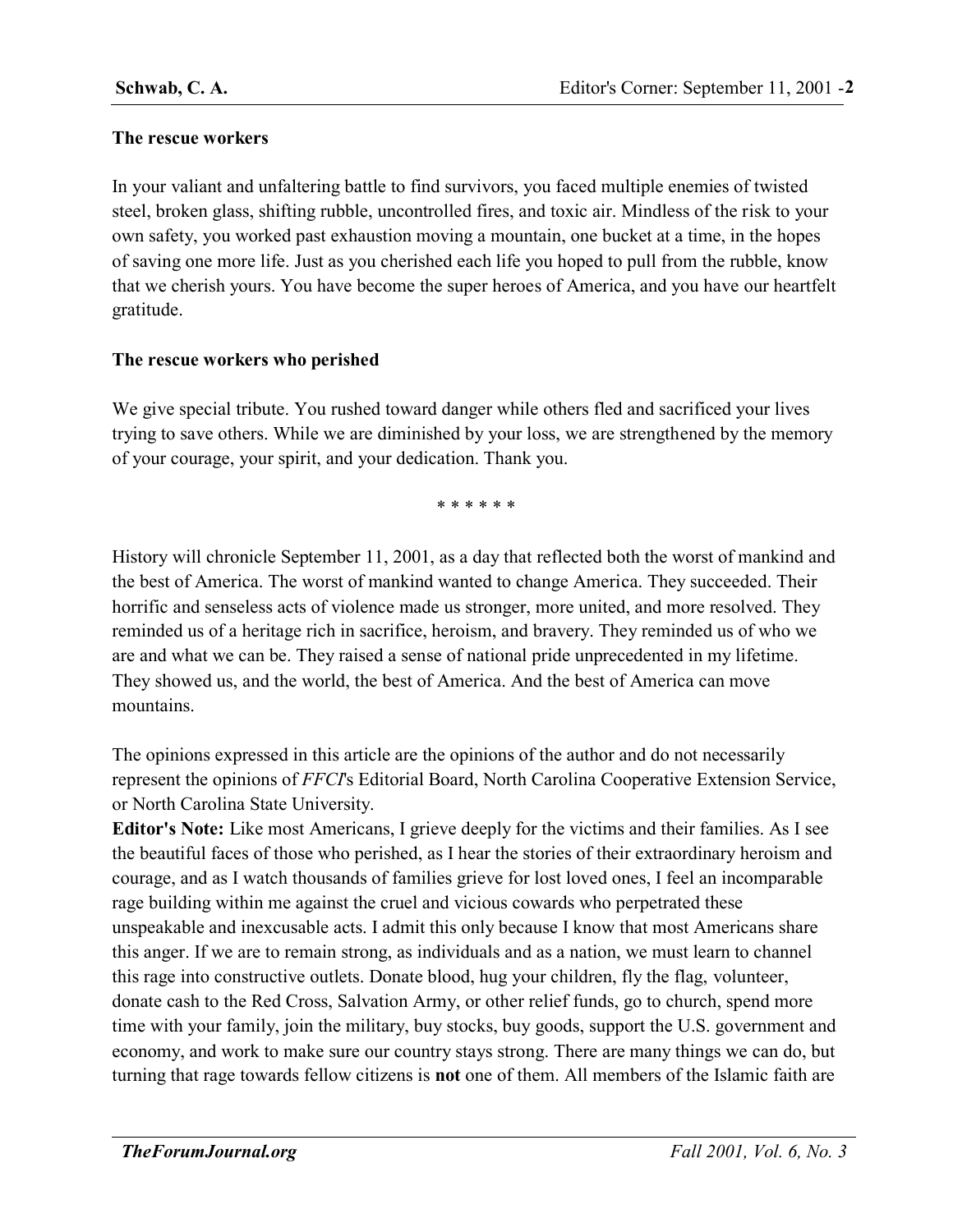**The rescue workers**

In your valiant and unfaltering battle to find survivors, you faced multiple enemies of twisted steel, broken glass, shifting rubble, uncontrolled fires, and toxic air. Mindless of the risk to your own safety, you worked past exhaustion moving a mountain, one bucket at a time, in the hopes of saving one more life. Just as you cherished each life you hoped to pull from the rubble, know that we cherish yours. You have become the super heroes of America, and you have our heartfelt gratitude.

**The rescue workers who perished**

We give special tribute. You rushed toward danger while others fled and sacrificed your lives trying to save others. While we are diminished by your loss, we are strengthened by the memory of your courage, your spirit, and your dedication. Thank you.

* * * * * *

History will chronicle September 11, 2001, as a day that reflected both the worst of mankind and the best of America. The worst of mankind wanted to change America. They succeeded. Their horrific and senseless acts of violence made us stronger, more united, and more resolved. They reminded us of a heritage rich in sacrifice, heroism, and bravery. They reminded us of who we are and what we can be. They raised a sense of national pride unprecedented in my lifetime. They showed us, and the world, the best of America. And the best of America can move mountains.

The opinions expressed in this article are the opinions of the author and do not necessarily represent the opinions of *FFCI*'s Editorial Board, North Carolina Cooperative Extension Service, or North Carolina State University.

**Editor's Note:** Like most Americans, I grieve deeply for the victims and their families. As I see the beautiful faces of those who perished, as I hear the stories of their extraordinary heroism and courage, and as I watch thousands of families grieve for lost loved ones, I feel an incomparable rage building within me against the cruel and vicious cowards who perpetrated these unspeakable and inexcusable acts. I admit this only because I know that most Americans share this anger. If we are to remain strong, as individuals and as a nation, we must learn to channel this rage into constructive outlets. Donate blood, hug your children, fly the flag, volunteer, donate cash to the Red Cross, Salvation Army, or other relief funds, go to church, spend more time with your family, join the military, buy stocks, buy goods, support the U.S. government and economy, and work to make sure our country stays strong. There are many things we can do, but turning that rage towards fellow citizens is **not** one of them. All members of the Islamic faith are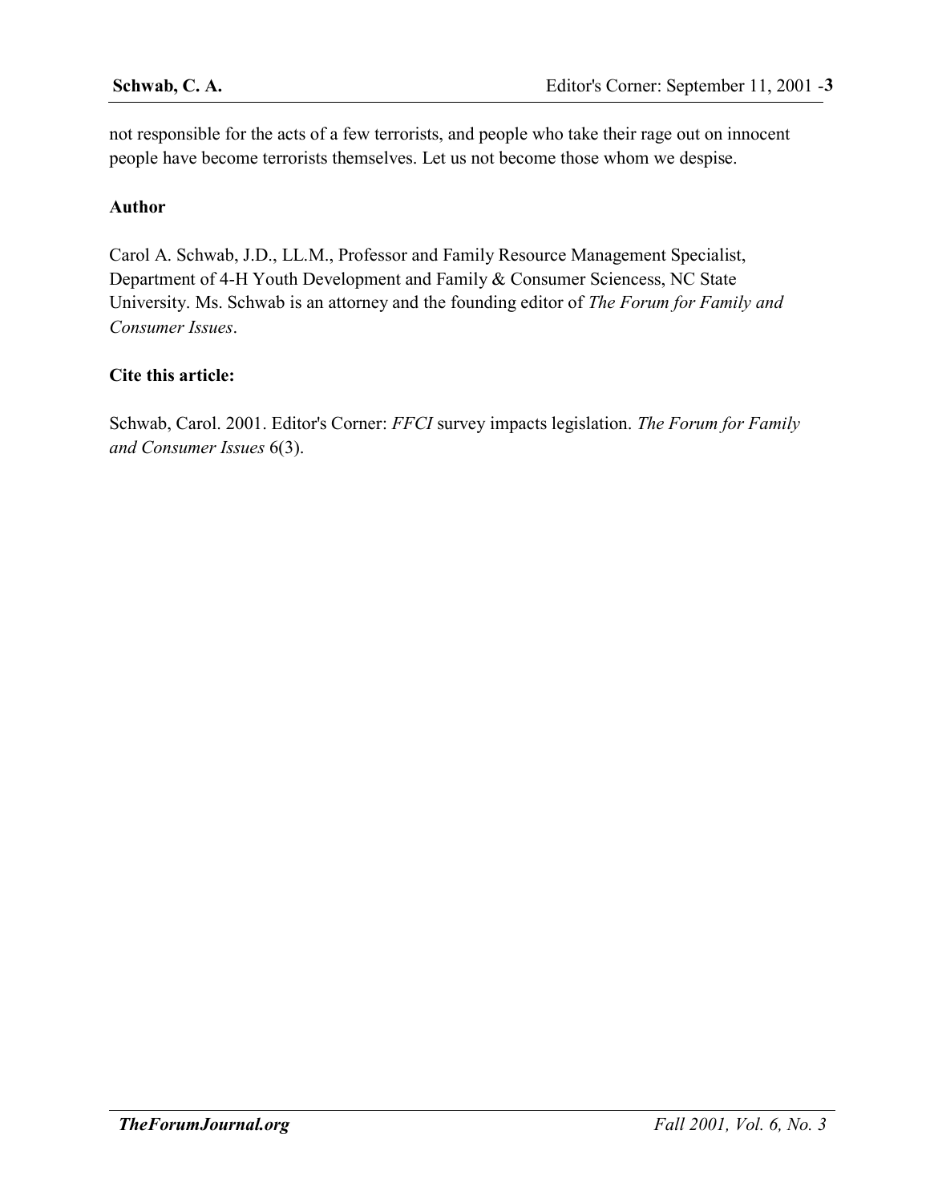not responsible for the acts of a few terrorists, and people who take their rage out on innocent people have become terrorists themselves. Let us not become those whom we despise.

**Author**

Carol A. Schwab, J.D., LL.M., Professor and Family Resource Management Specialist, Department of 4-H Youth Development and Family & Consumer Sciencess, NC State University. Ms. Schwab is an attorney and the founding editor of *The Forum for Family and Consumer Issues*.

**Cite this article:**

Schwab, Carol. 2001. Editor's Corner: *FFCI* survey impacts legislation. *The Forum for Family and Consumer Issues* 6(3).